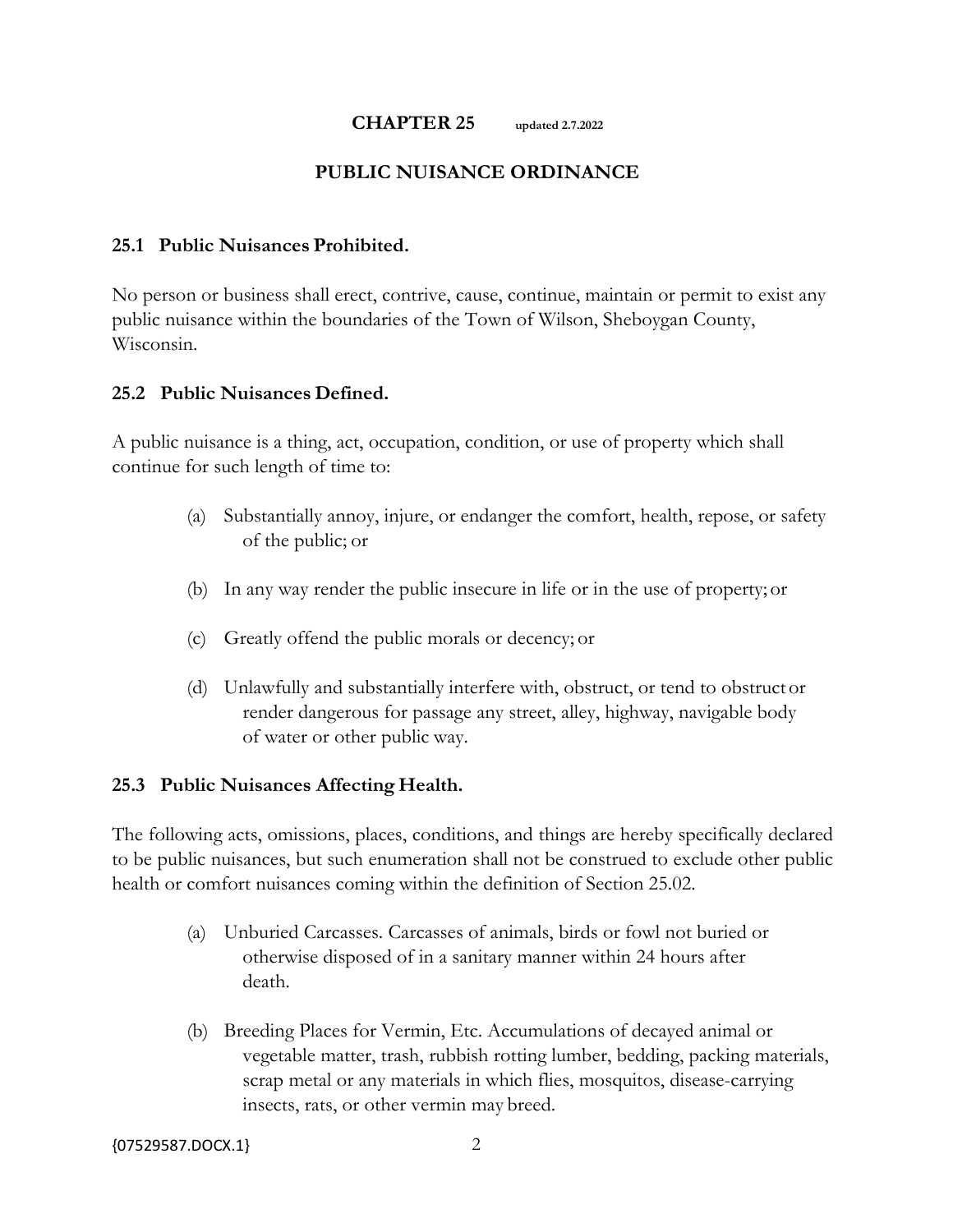# CHAPTER 25 updated 2.7.2022

## PUBLIC NUISANCE ORDINANCE

### 25.1 Public Nuisances Prohibited.

No person or business shall erect, contrive, cause, continue, maintain or permit to exist any public nuisance within the boundaries of the Town of Wilson, Sheboygan County, Wisconsin.

### 25.2 Public Nuisances Defined.

A public nuisance is a thing, act, occupation, condition, or use of property which shall continue for such length of time to:

(a) Substantially annoy, injure, or endanger the comfort, health, repose, or safety of the public; or

(b) In any way render the public insecure in life or in the use of property; or

(c) Greatly offend the public morals or decency; or

(d) Unlawfully and substantially interfere with, obstruct, or tend to obstruct or render dangerous for passage any street, alley, highway, navigable body of water or other public way.

### 25.3 Public Nuisances Affecting Health.

The following acts, omissions, places, conditions, and things are hereby specifically declared to be public nuisances, but such enumeration shall not be construed to exclude other public health or comfort nuisances coming within the definition of Section 25.02.

(a) Unburied Carcasses. Carcasses of animals, birds or fowl not buried or otherwise disposed of in a sanitary manner within 24 hours after death.

(b) Breeding Places for Vermin, Etc. Accumulations of decayed animal or vegetable matter, trash, rubbish rotting lumber, bedding, packing materials, scrap metal or any materials in which flies, mosquitos, disease-carrying insects, rats, or other vermin may breed.

{07529587.DOCX.1}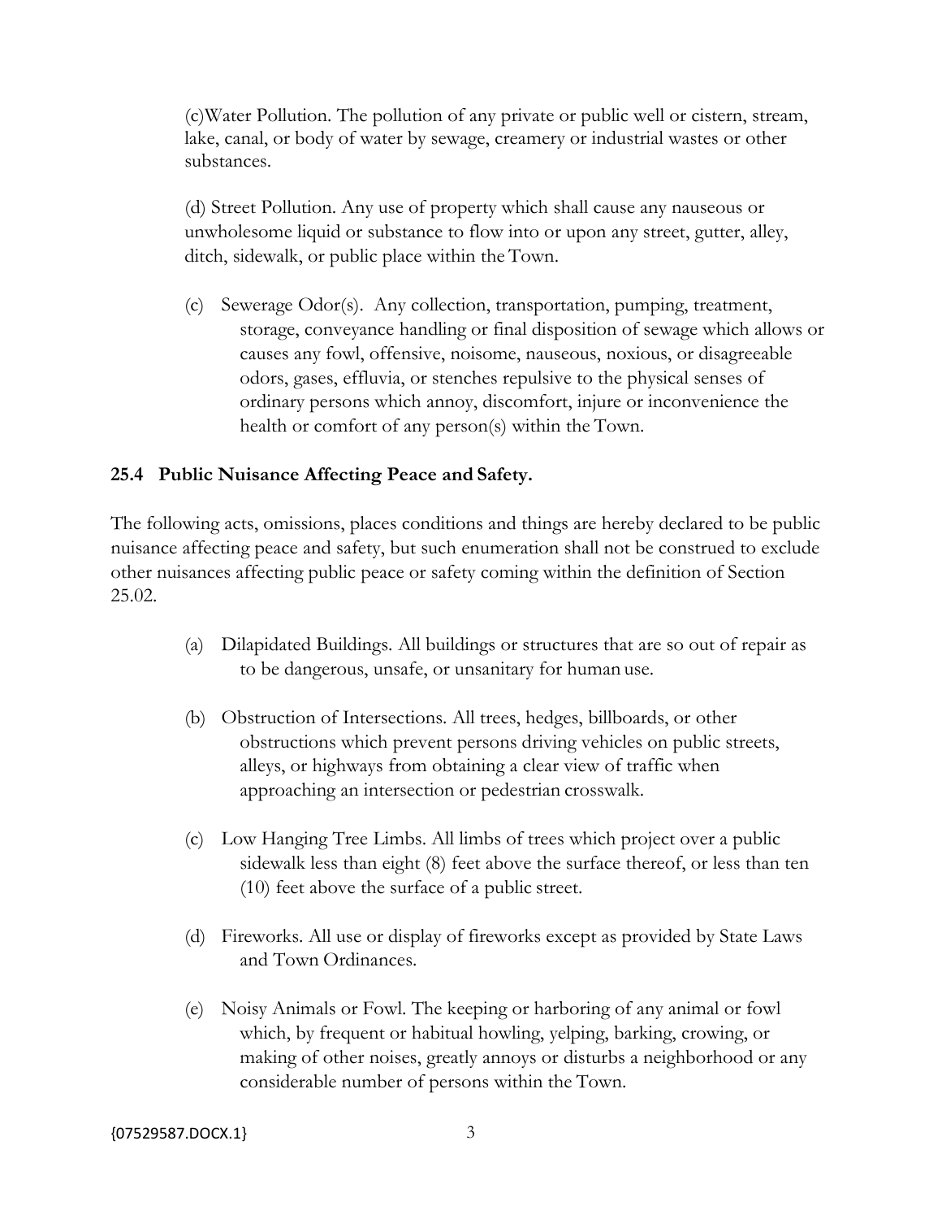(c)Water Pollution. The pollution of any private or public well or cistern, stream, lake, canal, or body of water by sewage, creamery or industrial wastes or other substances.

(d) Street Pollution. Any use of property which shall cause any nauseous or unwholesome liquid or substance to flow into or upon any street, gutter, alley, ditch, sidewalk, or public place within the Town.

(c) Sewerage Odor(s). Any collection, transportation, pumping, treatment, storage, conveyance handling or final disposition of sewage which allows or causes any fowl, offensive, noisome, nauseous, noxious, or disagreeable odors, gases, effluvia, or stenches repulsive to the physical senses of ordinary persons which annoy, discomfort, injure or inconvenience the health or comfort of any person(s) within the Town.

### 25.4 Public Nuisance Affecting Peace and Safety.

The following acts, omissions, places conditions and things are hereby declared to be public nuisance affecting peace and safety, but such enumeration shall not be construed to exclude other nuisances affecting public peace or safety coming within the definition of Section 25.02.

(a) Dilapidated Buildings. All buildings or structures that are so out of repair as to be dangerous, unsafe, or unsanitary for human use.

(b) Obstruction of Intersections. All trees, hedges, billboards, or other obstructions which prevent persons driving vehicles on public streets, alleys, or highways from obtaining a clear view of traffic when approaching an intersection or pedestrian crosswalk.

(c) Low Hanging Tree Limbs. All limbs of trees which project over a public sidewalk less than eight (8) feet above the surface thereof, or less than ten (10) feet above the surface of a public street.

(d) Fireworks. All use or display of fireworks except as provided by State Laws and Town Ordinances.

(e) Noisy Animals or Fowl. The keeping or harboring of any animal or fowl which, by frequent or habitual howling, yelping, barking, crowing, or making of other noises, greatly annoys or disturbs a neighborhood or any considerable number of persons within the Town.

{07529587.DOCX.1}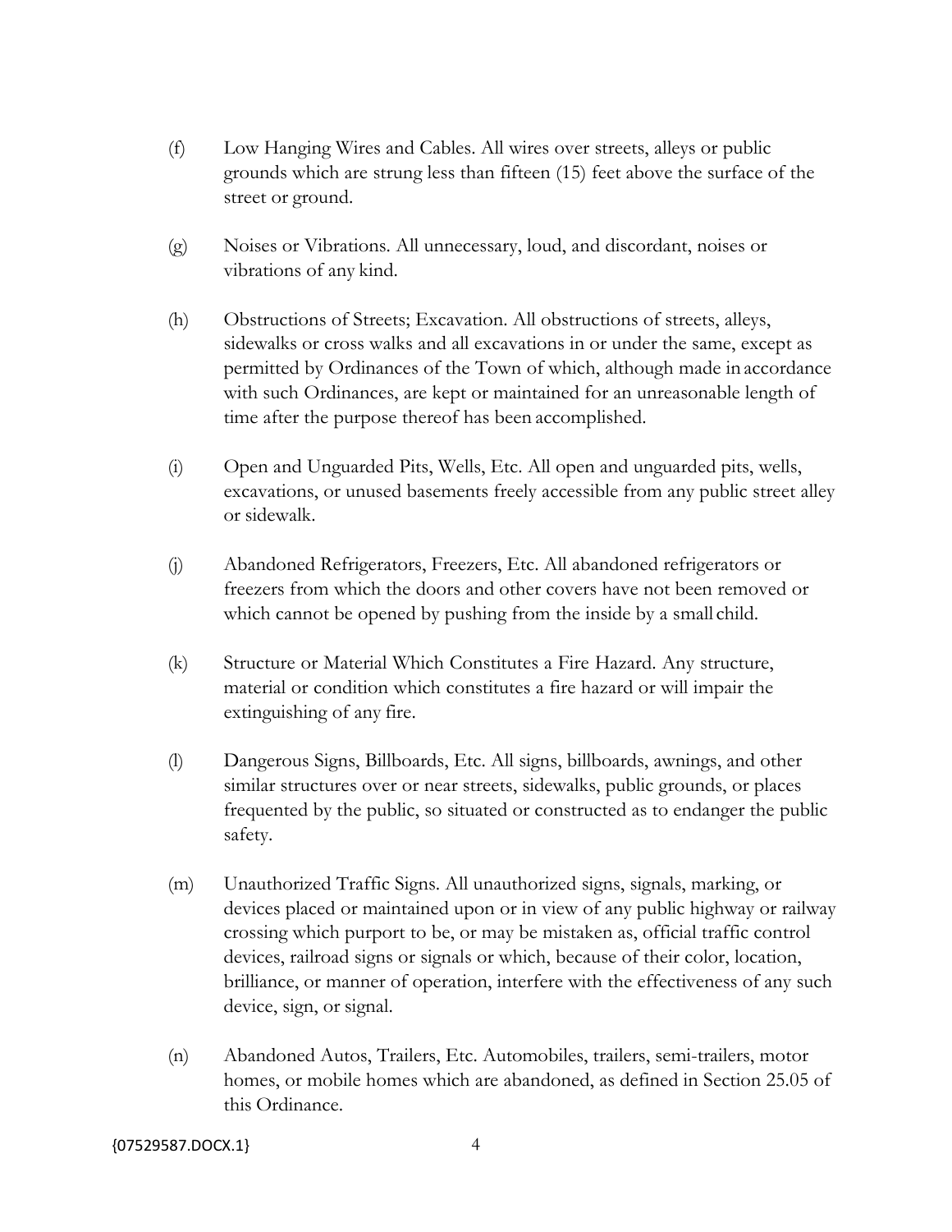(f) Low Hanging Wires and Cables. All wires over streets, alleys or public grounds which are strung less than fifteen (15) feet above the surface of the street or ground.

(g) Noises or Vibrations. All unnecessary, loud, and discordant, noises or vibrations of any kind.

(h) Obstructions of Streets; Excavation. All obstructions of streets, alleys, sidewalks or cross walks and all excavations in or under the same, except as permitted by Ordinances of the Town of which, although made in accordance with such Ordinances, are kept or maintained for an unreasonable length of time after the purpose thereof has been accomplished.

(i) Open and Unguarded Pits, Wells, Etc. All open and unguarded pits, wells, excavations, or unused basements freely accessible from any public street alley or sidewalk.

(j) Abandoned Refrigerators, Freezers, Etc. All abandoned refrigerators or freezers from which the doors and other covers have not been removed or which cannot be opened by pushing from the inside by a small child.

(k) Structure or Material Which Constitutes a Fire Hazard. Any structure, material or condition which constitutes a fire hazard or will impair the extinguishing of any fire.

(l) Dangerous Signs, Billboards, Etc. All signs, billboards, awnings, and other similar structures over or near streets, sidewalks, public grounds, or places frequented by the public, so situated or constructed as to endanger the public safety.

(m) Unauthorized Traffic Signs. All unauthorized signs, signals, marking, or devices placed or maintained upon or in view of any public highway or railway crossing which purport to be, or may be mistaken as, official traffic control devices, railroad signs or signals or which, because of their color, location, brilliance, or manner of operation, interfere with the effectiveness of any such device, sign, or signal.

(n) Abandoned Autos, Trailers, Etc. Automobiles, trailers, semi-trailers, motor homes, or mobile homes which are abandoned, as defined in Section 25.05 of this Ordinance.

{07529587.DOCX.1}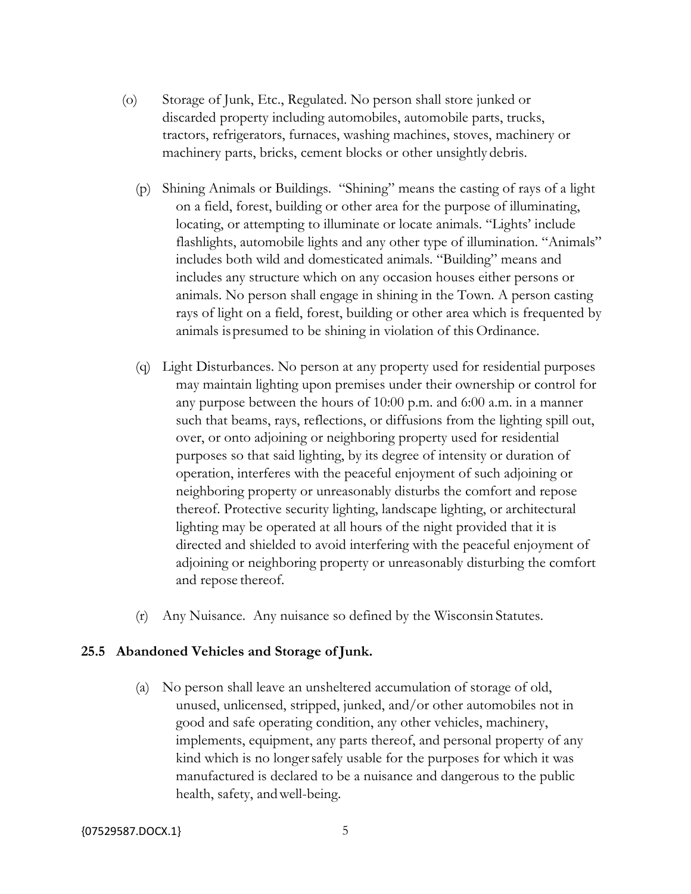(o) Storage of Junk, Etc., Regulated. No person shall store junked or discarded property including automobiles, automobile parts, trucks, tractors, refrigerators, furnaces, washing machines, stoves, machinery or machinery parts, bricks, cement blocks or other unsightly debris.

(p) Shining Animals or Buildings. "Shining" means the casting of rays of a light on a field, forest, building or other area for the purpose of illuminating, locating, or attempting to illuminate or locate animals. "Lights' include flashlights, automobile lights and any other type of illumination. "Animals" includes both wild and domesticated animals. "Building" means and includes any structure which on any occasion houses either persons or animals. No person shall engage in shining in the Town. A person casting rays of light on a field, forest, building or other area which is frequented by animals is presumed to be shining in violation of this Ordinance.

(q) Light Disturbances. No person at any property used for residential purposes may maintain lighting upon premises under their ownership or control for any purpose between the hours of 10:00 p.m. and 6:00 a.m. in a manner such that beams, rays, reflections, or diffusions from the lighting spill out, over, or onto adjoining or neighboring property used for residential purposes so that said lighting, by its degree of intensity or duration of operation, interferes with the peaceful enjoyment of such adjoining or neighboring property or unreasonably disturbs the comfort and repose thereof. Protective security lighting, landscape lighting, or architectural lighting may be operated at all hours of the night provided that it is directed and shielded to avoid interfering with the peaceful enjoyment of adjoining or neighboring property or unreasonably disturbing the comfort and repose thereof.

(r) Any Nuisance. Any nuisance so defined by the Wisconsin Statutes.

**25.5 Abandoned Vehicles and Storage of Junk.**

(a) No person shall leave an unsheltered accumulation of storage of old, unused, unlicensed, stripped, junked, and/or other automobiles not in good and safe operating condition, any other vehicles, machinery, implements, equipment, any parts thereof, and personal property of any kind which is no longer safely usable for the purposes for which it was manufactured is declared to be a nuisance and dangerous to the public health, safety, and well-being.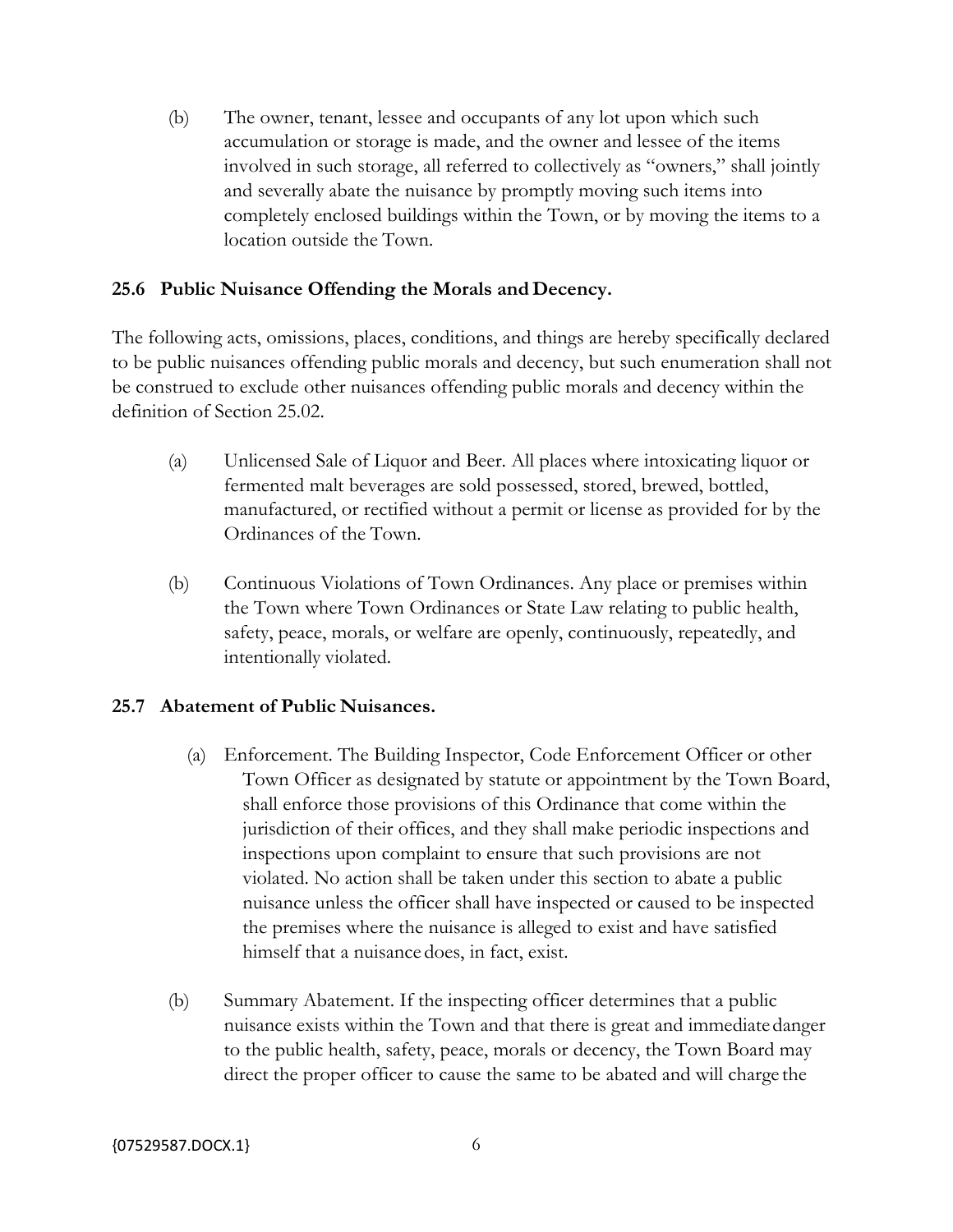(b) The owner, tenant, lessee and occupants of any lot upon which such accumulation or storage is made, and the owner and lessee of the items involved in such storage, all referred to collectively as "owners," shall jointly and severally abate the nuisance by promptly moving such items into completely enclosed buildings within the Town, or by moving the items to a location outside the Town.

### 25.6 Public Nuisance Offending the Morals and Decency.

The following acts, omissions, places, conditions, and things are hereby specifically declared to be public nuisances offending public morals and decency, but such enumeration shall not be construed to exclude other nuisances offending public morals and decency within the definition of Section 25.02.

(a) Unlicensed Sale of Liquor and Beer. All places where intoxicating liquor or fermented malt beverages are sold possessed, stored, brewed, bottled, manufactured, or rectified without a permit or license as provided for by the Ordinances of the Town.

(b) Continuous Violations of Town Ordinances. Any place or premises within the Town where Town Ordinances or State Law relating to public health, safety, peace, morals, or welfare are openly, continuously, repeatedly, and intentionally violated.

### 25.7 Abatement of Public Nuisances.

(a) Enforcement. The Building Inspector, Code Enforcement Officer or other Town Officer as designated by statute or appointment by the Town Board, shall enforce those provisions of this Ordinance that come within the jurisdiction of their offices, and they shall make periodic inspections and inspections upon complaint to ensure that such provisions are not violated. No action shall be taken under this section to abate a public nuisance unless the officer shall have inspected or caused to be inspected the premises where the nuisance is alleged to exist and have satisfied himself that a nuisance does, in fact, exist.

(b) Summary Abatement. If the inspecting officer determines that a public nuisance exists within the Town and that there is great and immediate danger to the public health, safety, peace, morals or decency, the Town Board may direct the proper officer to cause the same to be abated and will charge the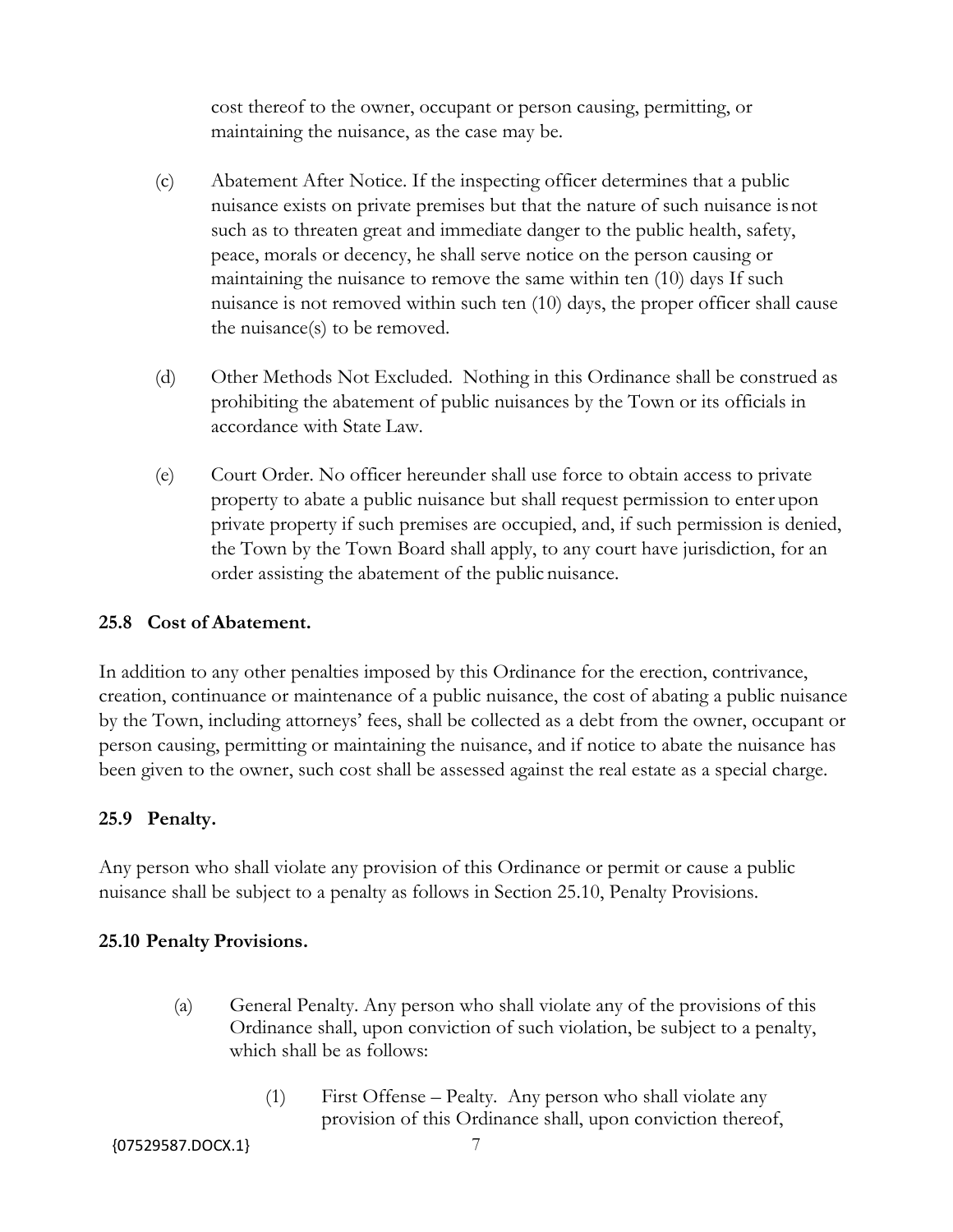cost thereof to the owner, occupant or person causing, permitting, or maintaining the nuisance, as the case may be.

(c) Abatement After Notice. If the inspecting officer determines that a public nuisance exists on private premises but that the nature of such nuisance is not such as to threaten great and immediate danger to the public health, safety, peace, morals or decency, he shall serve notice on the person causing or maintaining the nuisance to remove the same within ten (10) days If such nuisance is not removed within such ten (10) days, the proper officer shall cause the nuisance(s) to be removed.

(d) Other Methods Not Excluded. Nothing in this Ordinance shall be construed as prohibiting the abatement of public nuisances by the Town or its officials in accordance with State Law.

(e) Court Order. No officer hereunder shall use force to obtain access to private property to abate a public nuisance but shall request permission to enter upon private property if such premises are occupied, and, if such permission is denied, the Town by the Town Board shall apply, to any court have jurisdiction, for an order assisting the abatement of the public nuisance.

**25.8 Cost of Abatement.**

In addition to any other penalties imposed by this Ordinance for the erection, contrivance, creation, continuance or maintenance of a public nuisance, the cost of abating a public nuisance by the Town, including attorneys' fees, shall be collected as a debt from the owner, occupant or person causing, permitting or maintaining the nuisance, and if notice to abate the nuisance has been given to the owner, such cost shall be assessed against the real estate as a special charge.

**25.9 Penalty.**

Any person who shall violate any provision of this Ordinance or permit or cause a public nuisance shall be subject to a penalty as follows in Section 25.10, Penalty Provisions.

**25.10 Penalty Provisions.**

(a) General Penalty. Any person who shall violate any of the provisions of this Ordinance shall, upon conviction of such violation, be subject to a penalty, which shall be as follows:

(1) First Offense – Pealty. Any person who shall violate any provision of this Ordinance shall, upon conviction thereof,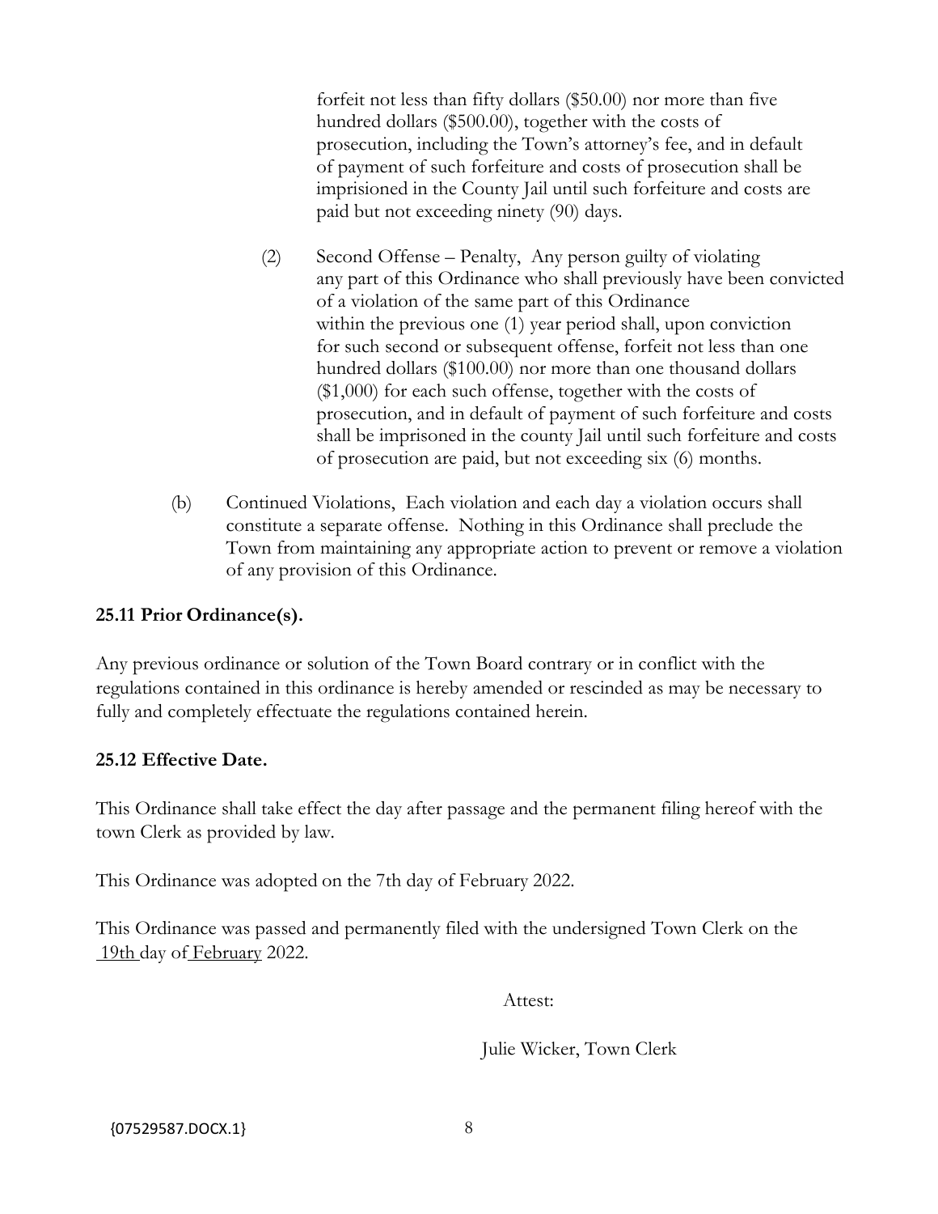forfeit not less than fifty dollars ($50.00) nor more than five hundred dollars ($500.00), together with the costs of prosecution, including the Town's attorney's fee, and in default of payment of such forfeiture and costs of prosecution shall be imprisioned in the County Jail until such forfeiture and costs are paid but not exceeding ninety (90) days.

(2) Second Offense – Penalty, Any person guilty of violating any part of this Ordinance who shall previously have been convicted of a violation of the same part of this Ordinance within the previous one (1) year period shall, upon conviction for such second or subsequent offense, forfeit not less than one hundred dollars ($100.00) nor more than one thousand dollars ($1,000) for each such offense, together with the costs of prosecution, and in default of payment of such forfeiture and costs shall be imprisoned in the county Jail until such forfeiture and costs of prosecution are paid, but not exceeding six (6) months.

(b) Continued Violations, Each violation and each day a violation occurs shall constitute a separate offense. Nothing in this Ordinance shall preclude the Town from maintaining any appropriate action to prevent or remove a violation of any provision of this Ordinance.

**25.11 Prior Ordinance(s).**

Any previous ordinance or solution of the Town Board contrary or in conflict with the regulations contained in this ordinance is hereby amended or rescinded as may be necessary to fully and completely effectuate the regulations contained herein.

**25.12 Effective Date.**

This Ordinance shall take effect the day after passage and the permanent filing hereof with the town Clerk as provided by law.

This Ordinance was adopted on the 7th day of February 2022.

This Ordinance was passed and permanently filed with the undersigned Town Clerk on the 19th day of February 2022.

Attest:

Julie Wicker, Town Clerk

{07529587.DOCX.1}